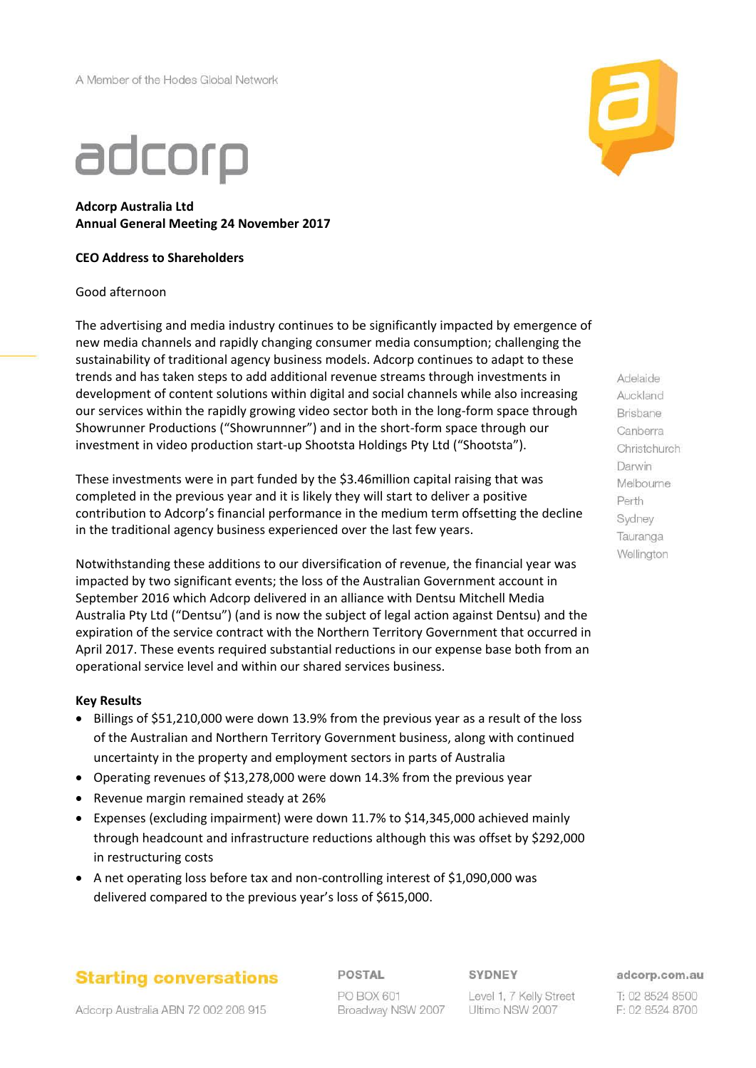A Member of the Hodes Global Network

adcorp

**Adcorp Australia Ltd**
**Annual General Meeting 24 November 2017**

**CEO Address to Shareholders**

Good afternoon

The advertising and media industry continues to be significantly impacted by emergence of new media channels and rapidly changing consumer media consumption; challenging the sustainability of traditional agency business models. Adcorp continues to adapt to these trends and has taken steps to add additional revenue streams through investments in development of content solutions within digital and social channels while also increasing our services within the rapidly growing video sector both in the long-form space through Showrunner Productions ("Showrunnner") and in the short-form space through our investment in video production start-up Shootsta Holdings Pty Ltd ("Shootsta").

These investments were in part funded by the $3.46million capital raising that was completed in the previous year and it is likely they will start to deliver a positive contribution to Adcorp's financial performance in the medium term offsetting the decline in the traditional agency business experienced over the last few years.

Notwithstanding these additions to our diversification of revenue, the financial year was impacted by two significant events; the loss of the Australian Government account in September 2016 which Adcorp delivered in an alliance with Dentsu Mitchell Media Australia Pty Ltd ("Dentsu") (and is now the subject of legal action against Dentsu) and the expiration of the service contract with the Northern Territory Government that occurred in April 2017. These events required substantial reductions in our expense base both from an operational service level and within our shared services business.

**Key Results**

- Billings of $51,210,000 were down 13.9% from the previous year as a result of the loss of the Australian and Northern Territory Government business, along with continued uncertainty in the property and employment sectors in parts of Australia
- Operating revenues of $13,278,000 were down 14.3% from the previous year
- Revenue margin remained steady at 26%
- Expenses (excluding impairment) were down 11.7% to $14,345,000 achieved mainly through headcount and infrastructure reductions although this was offset by $292,000 in restructuring costs
- A net operating loss before tax and non-controlling interest of $1,090,000 was delivered compared to the previous year's loss of $615,000.

Adelaide
Auckland
Brisbane
Canberra
Christchurch
Darwin
Melbourne
Perth
Sydney
Tauranga
Wellington

**Starting conversations**

Adcorp Australia ABN 72 002 208 915

POSTAL
PO BOX 601
Broadway NSW 2007

SYDNEY
Level 1, 7 Kelly Street
Ultimo NSW 2007

adcorp.com.au
T: 02 8524 8500
F: 02 8524 8700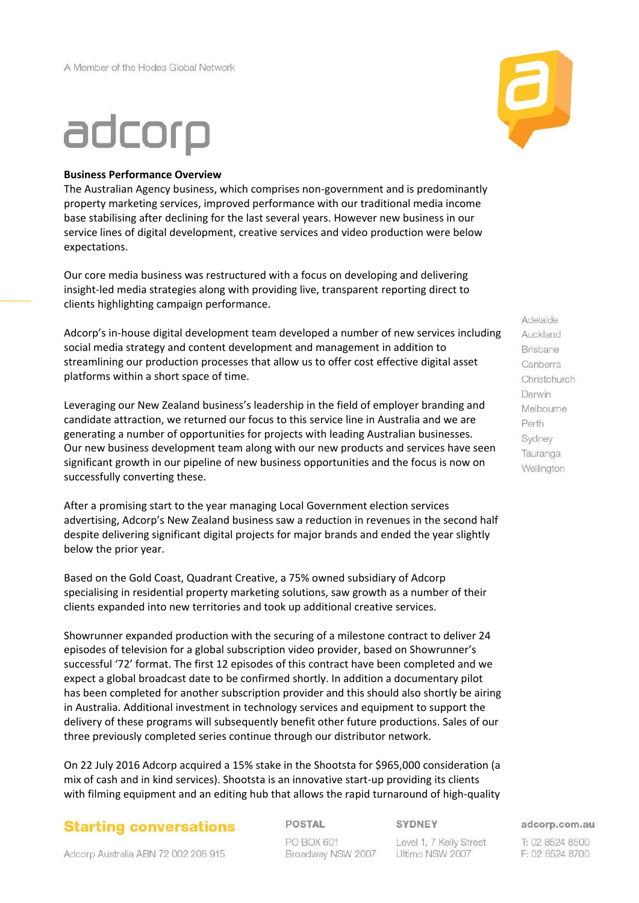**Business Performance Overview**

The Australian Agency business, which comprises non-government and is predominantly property marketing services, improved performance with our traditional media income base stabilising after declining for the last several years. However new business in our service lines of digital development, creative services and video production were below expectations.

Our core media business was restructured with a focus on developing and delivering insight-led media strategies along with providing live, transparent reporting direct to clients highlighting campaign performance.

Adcorp's in-house digital development team developed a number of new services including social media strategy and content development and management in addition to streamlining our production processes that allow us to offer cost effective digital asset platforms within a short space of time.

Leveraging our New Zealand business's leadership in the field of employer branding and candidate attraction, we returned our focus to this service line in Australia and we are generating a number of opportunities for projects with leading Australian businesses. Our new business development team along with our new products and services have seen significant growth in our pipeline of new business opportunities and the focus is now on successfully converting these.

After a promising start to the year managing Local Government election services advertising, Adcorp's New Zealand business saw a reduction in revenues in the second half despite delivering significant digital projects for major brands and ended the year slightly below the prior year.

Based on the Gold Coast, Quadrant Creative, a 75% owned subsidiary of Adcorp specialising in residential property marketing solutions, saw growth as a number of their clients expanded into new territories and took up additional creative services.

Showrunner expanded production with the securing of a milestone contract to deliver 24 episodes of television for a global subscription video provider, based on Showrunner's successful '72' format. The first 12 episodes of this contract have been completed and we expect a global broadcast date to be confirmed shortly. In addition a documentary pilot has been completed for another subscription provider and this should also shortly be airing in Australia. Additional investment in technology services and equipment to support the delivery of these programs will subsequently benefit other future productions. Sales of our three previously completed series continue through our distributor network.

On 22 July 2016 Adcorp acquired a 15% stake in the Shootsta for $965,000 consideration (a mix of cash and in kind services). Shootsta is an innovative start-up providing its clients with filming equipment and an editing hub that allows the rapid turnaround of high-quality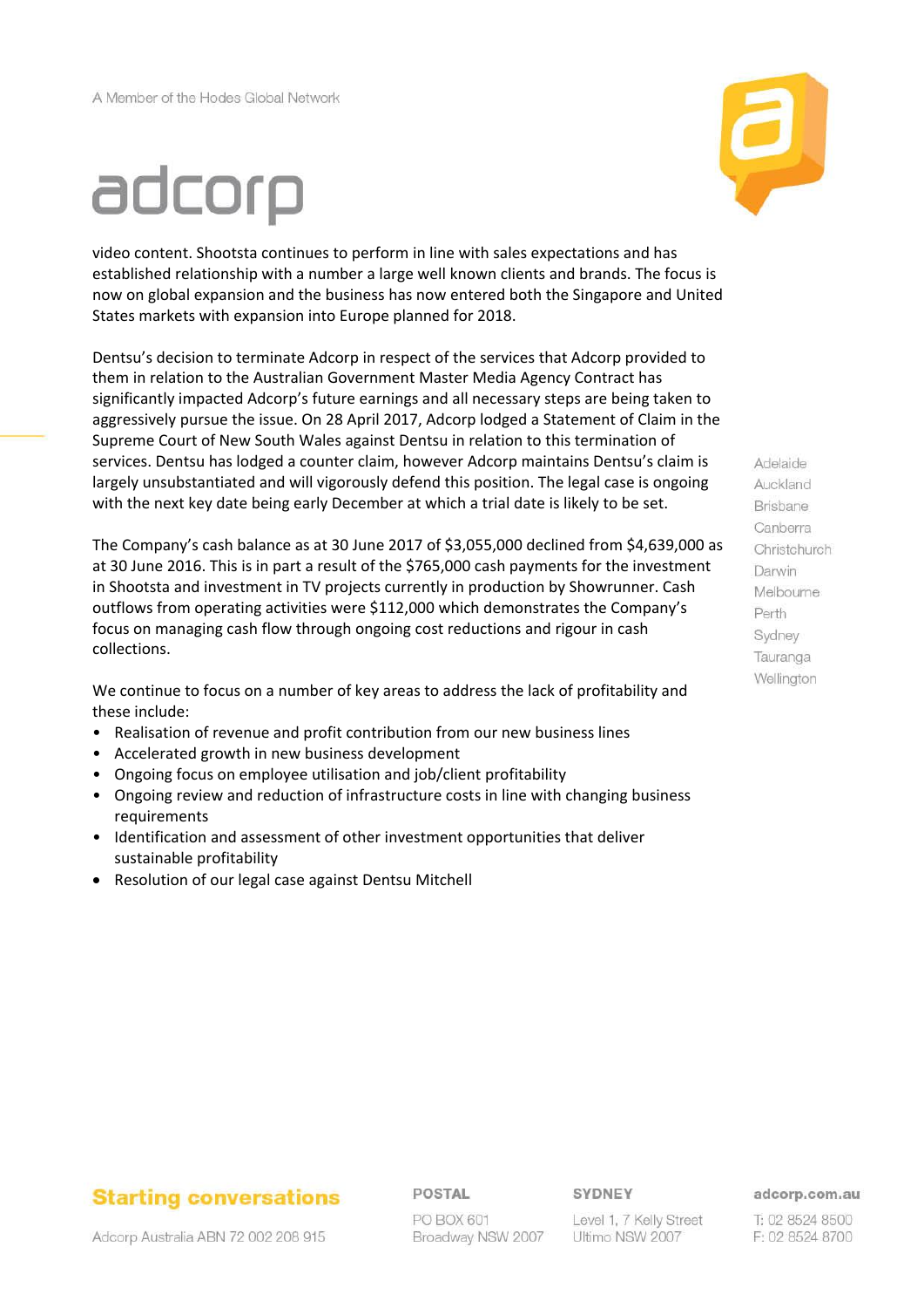video content. Shootsta continues to perform in line with sales expectations and has established relationship with a number a large well known clients and brands. The focus is now on global expansion and the business has now entered both the Singapore and United States markets with expansion into Europe planned for 2018.

Dentsu's decision to terminate Adcorp in respect of the services that Adcorp provided to them in relation to the Australian Government Master Media Agency Contract has significantly impacted Adcorp's future earnings and all necessary steps are being taken to aggressively pursue the issue. On 28 April 2017, Adcorp lodged a Statement of Claim in the Supreme Court of New South Wales against Dentsu in relation to this termination of services. Dentsu has lodged a counter claim, however Adcorp maintains Dentsu's claim is largely unsubstantiated and will vigorously defend this position. The legal case is ongoing with the next key date being early December at which a trial date is likely to be set.

The Company's cash balance as at 30 June 2017 of $3,055,000 declined from $4,639,000 as at 30 June 2016. This is in part a result of the $765,000 cash payments for the investment in Shootsta and investment in TV projects currently in production by Showrunner. Cash outflows from operating activities were $112,000 which demonstrates the Company's focus on managing cash flow through ongoing cost reductions and rigour in cash collections.

We continue to focus on a number of key areas to address the lack of profitability and these include:

- Realisation of revenue and profit contribution from our new business lines
- Accelerated growth in new business development
- Ongoing focus on employee utilisation and job/client profitability
- Ongoing review and reduction of infrastructure costs in line with changing business requirements
- Identification and assessment of other investment opportunities that deliver sustainable profitability
- Resolution of our legal case against Dentsu Mitchell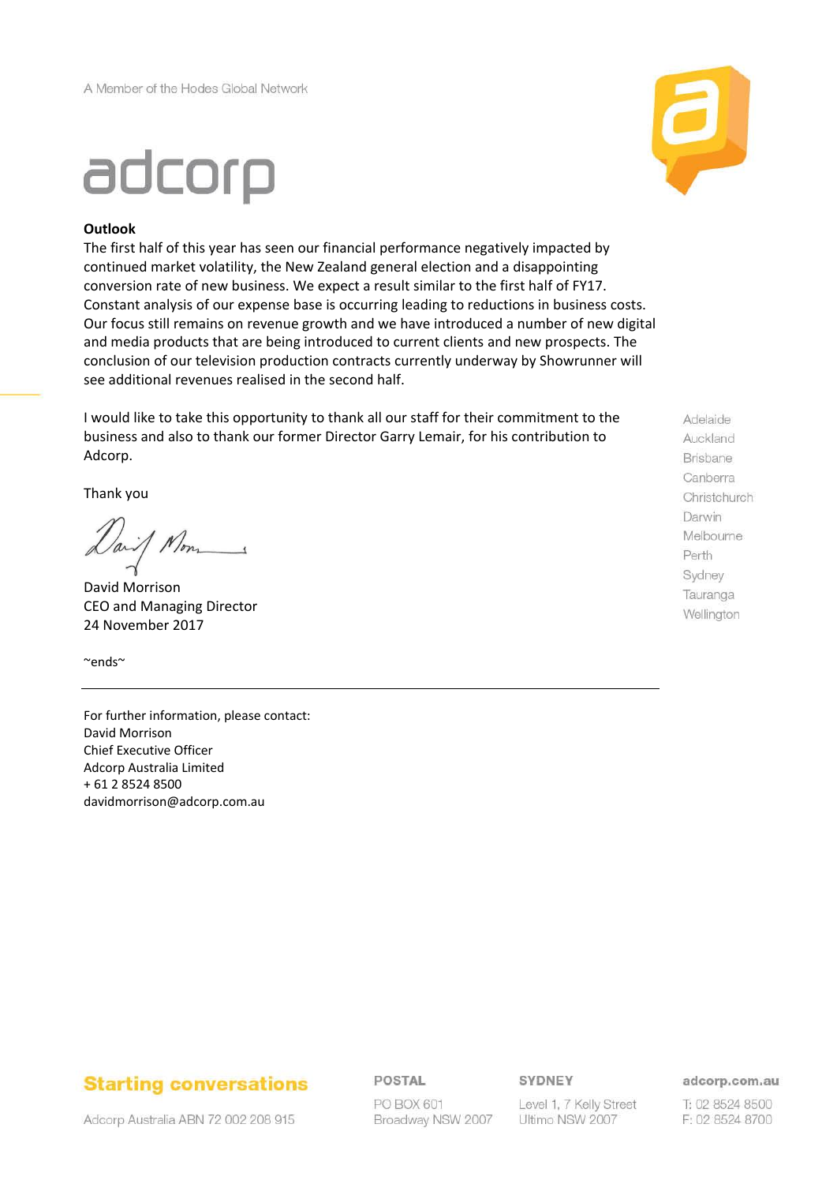### Outlook

The first half of this year has seen our financial performance negatively impacted by continued market volatility, the New Zealand general election and a disappointing conversion rate of new business. We expect a result similar to the first half of FY17. Constant analysis of our expense base is occurring leading to reductions in business costs. Our focus still remains on revenue growth and we have introduced a number of new digital and media products that are being introduced to current clients and new prospects. The conclusion of our television production contracts currently underway by Showrunner will see additional revenues realised in the second half.

I would like to take this opportunity to thank all our staff for their commitment to the business and also to thank our former Director Garry Lemair, for his contribution to Adcorp.

Thank you

David Morrison
CEO and Managing Director
24 November 2017

~ends~

---

For further information, please contact:
David Morrison
Chief Executive Officer
Adcorp Australia Limited
+ 61 2 8524 8500
davidmorrison@adcorp.com.au